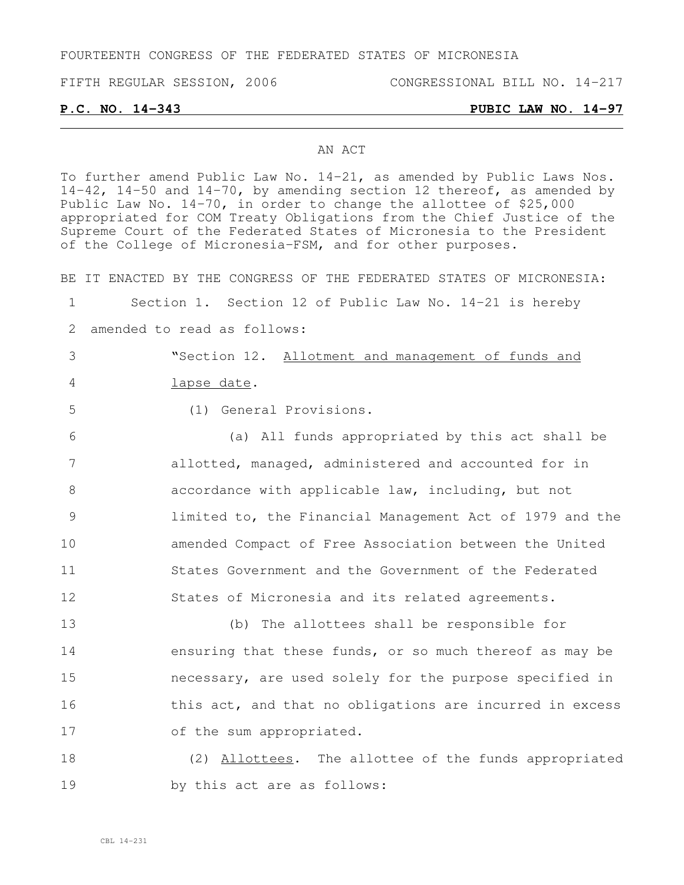FOURTEENTH CONGRESS OF THE FEDERATED STATES OF MICRONESIA

FIFTH REGULAR SESSION, 2006 CONGRESSIONAL BILL NO. 14-217

**P.C. NO. 14-343** **PUBIC LAW NO. 14-97**

AN ACT

To further amend Public Law No. 14-21, as amended by Public Laws Nos. 14-42, 14-50 and 14-70, by amending section 12 thereof, as amended by Public Law No. 14-70, in order to change the allottee of $25,000 appropriated for COM Treaty Obligations from the Chief Justice of the Supreme Court of the Federated States of Micronesia to the President of the College of Micronesia-FSM, and for other purposes.

BE IT ENACTED BY THE CONGRESS OF THE FEDERATED STATES OF MICRONESIA:

1 Section 1. Section 12 of Public Law No. 14-21 is hereby
2 amended to read as follows:

3 "Section 12. Allotment and management of funds and
4 lapse date.

5 (1) General Provisions.

6 (a) All funds appropriated by this act shall be
7 allotted, managed, administered and accounted for in
8 accordance with applicable law, including, but not
9 limited to, the Financial Management Act of 1979 and the
10 amended Compact of Free Association between the United
11 States Government and the Government of the Federated
12 States of Micronesia and its related agreements.

13 (b) The allottees shall be responsible for
14 ensuring that these funds, or so much thereof as may be
15 necessary, are used solely for the purpose specified in
16 this act, and that no obligations are incurred in excess
17 of the sum appropriated.

18 (2) Allottees. The allottee of the funds appropriated
19 by this act are as follows:

CBL 14-231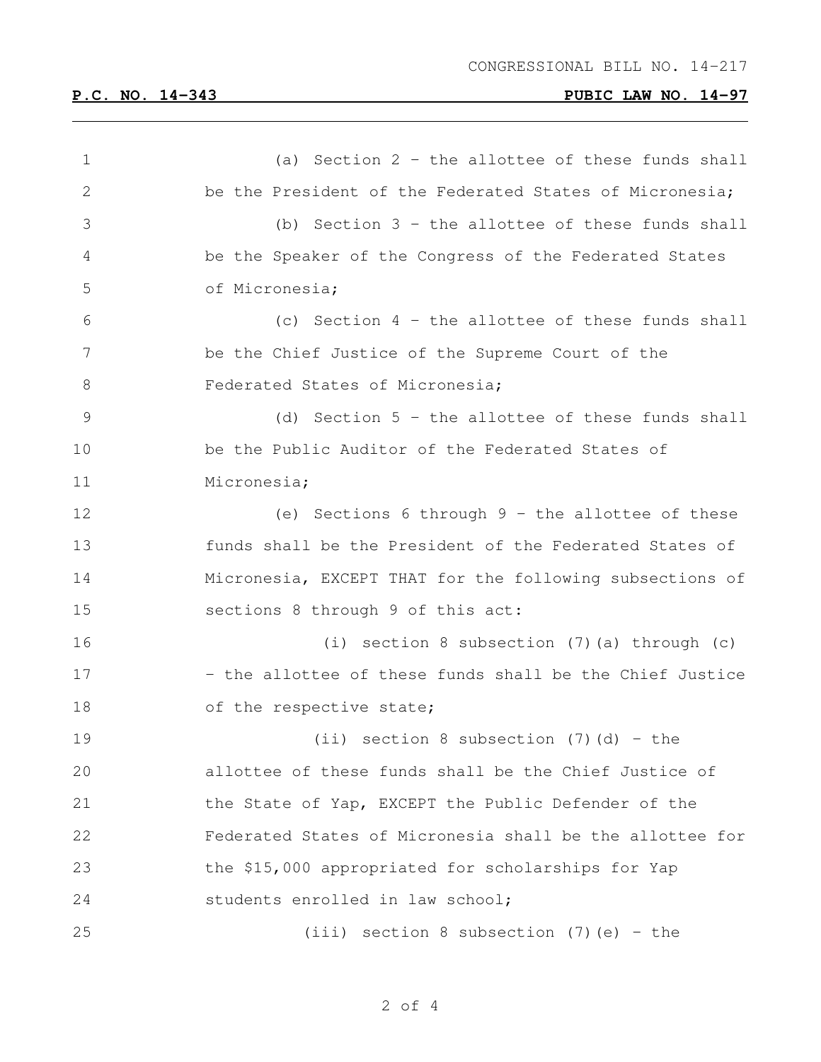(a) Section 2 - the allottee of these funds shall be the President of the Federated States of Micronesia;

(b) Section 3 - the allottee of these funds shall be the Speaker of the Congress of the Federated States of Micronesia;

(c) Section 4 - the allottee of these funds shall be the Chief Justice of the Supreme Court of the Federated States of Micronesia;

(d) Section 5 - the allottee of these funds shall be the Public Auditor of the Federated States of Micronesia;

(e) Sections 6 through 9 - the allottee of these funds shall be the President of the Federated States of Micronesia, EXCEPT THAT for the following subsections of sections 8 through 9 of this act:

(i) section 8 subsection (7)(a) through (c) - the allottee of these funds shall be the Chief Justice of the respective state;

(ii) section 8 subsection (7)(d) - the allottee of these funds shall be the Chief Justice of the State of Yap, EXCEPT the Public Defender of the Federated States of Micronesia shall be the allottee for the $15,000 appropriated for scholarships for Yap students enrolled in law school;

(iii) section 8 subsection (7)(e) - the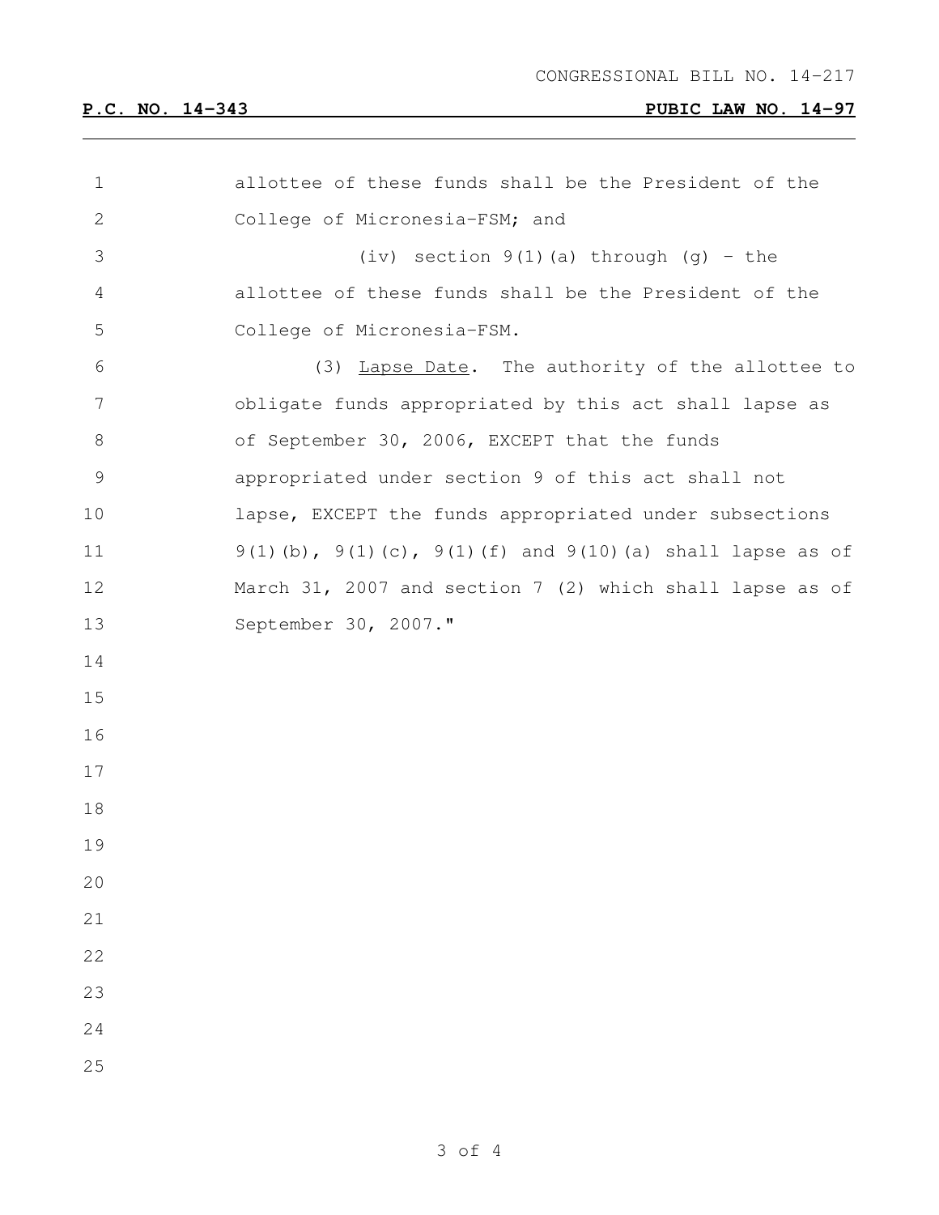allottee of these funds shall be the President of the College of Micronesia-FSM; and

(iv) section 9(1)(a) through (g) - the allottee of these funds shall be the President of the College of Micronesia-FSM.

(3) Lapse Date. The authority of the allottee to obligate funds appropriated by this act shall lapse as of September 30, 2006, EXCEPT that the funds appropriated under section 9 of this act shall not lapse, EXCEPT the funds appropriated under subsections 9(1)(b), 9(1)(c), 9(1)(f) and 9(10)(a) shall lapse as of March 31, 2007 and section 7 (2) which shall lapse as of September 30, 2007."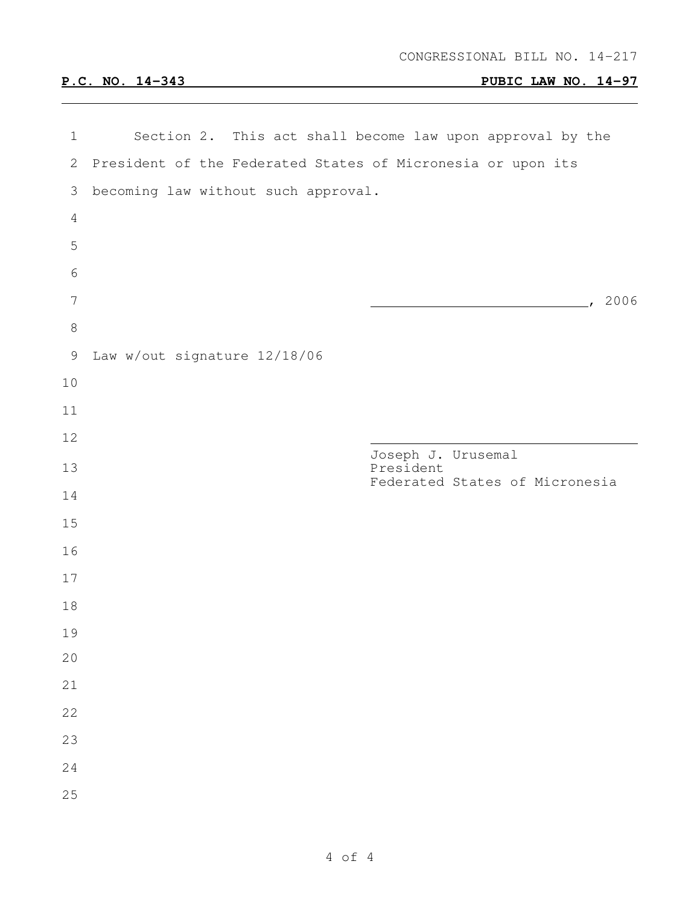CONGRESSIONAL BILL NO. 14-217

**P.C. NO. 14-343** **PUBIC LAW NO. 14-97**

Section 2. This act shall become law upon approval by the President of the Federated States of Micronesia or upon its becoming law without such approval.

______________________________, 2006

Law w/out signature 12/18/06

______________________________
Joseph J. Urusemal
President
Federated States of Micronesia